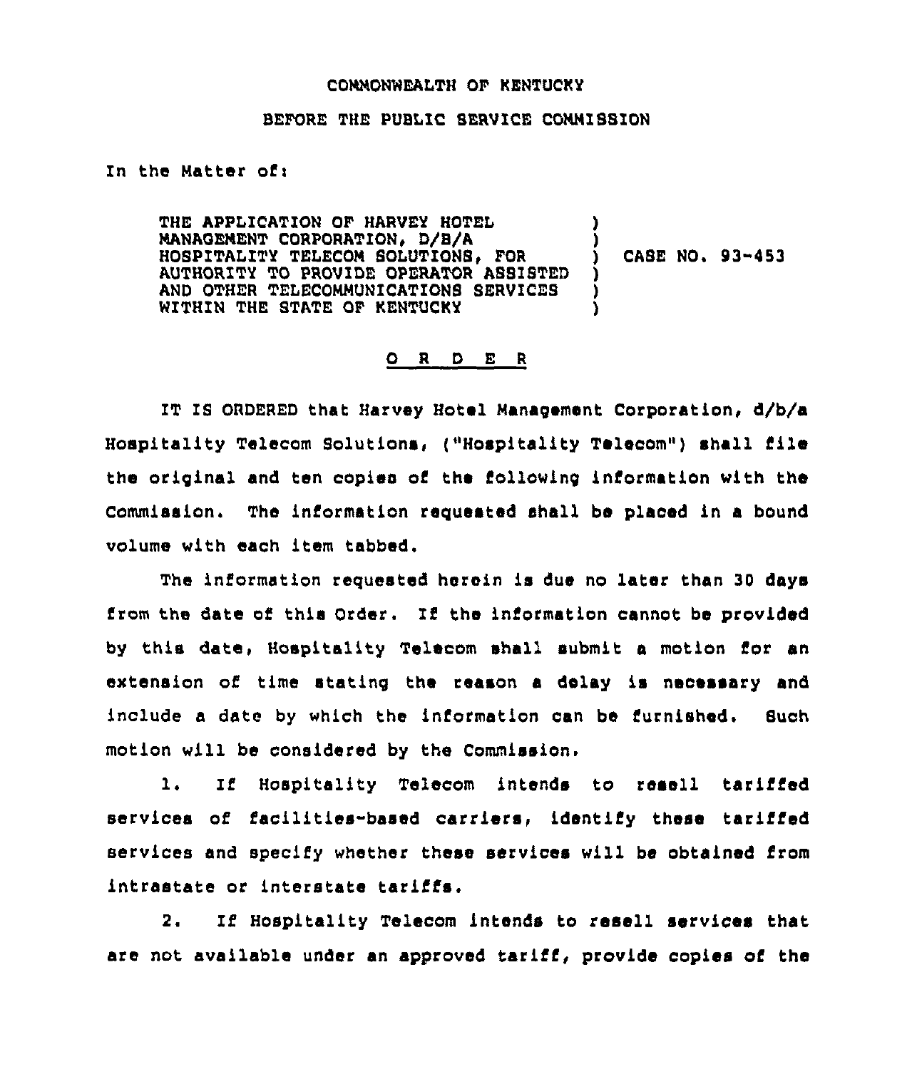COMMONWEALTH OF KENTUCKY

BEFORE THE PUBLIC SERVICE COMMISSION

In the Matter of:

THE APPLICATION OF HARVEY HOTEL MANAGEMENT CORPORATION, D/B/A HOSPITALITY TELECOM SOLUTIONS, FOR AUTHORITY TO PROVIDE OPERATOR ASSISTED AND OTHER TELECOMMUNICATIONS SERVICES WITHIN THE STATE OF KENTUCKY ) CASE NO. 93-453

# O R D E R

IT IS ORDERED that Harvey Hotel Management Corporation, d/b/a Hospitality Telecom Solutions, ("Hospitality Telecom") shall file the original and ten copies of the following information with the Commission. The information requested shall be placed in a bound volume with each item tabbed.

The information requested herein is due no later than 30 days from the date of this Order. If the information cannot be provided by this date, Hospitality Telecom shall submit a motion for an extension of time stating the reason a delay is necessary and include a date by which the information can be furnished. Such motion will be considered by the Commission.

1. If Hospitality Telecom intends to resell tariffed services of facilities-based carriers, identify these tariffed services and specify whether these services will be obtained from intrastate or interstate tariffs.

2. If Hospitality Telecom intends to resell services that are not available under an approved tariff, provide copies of the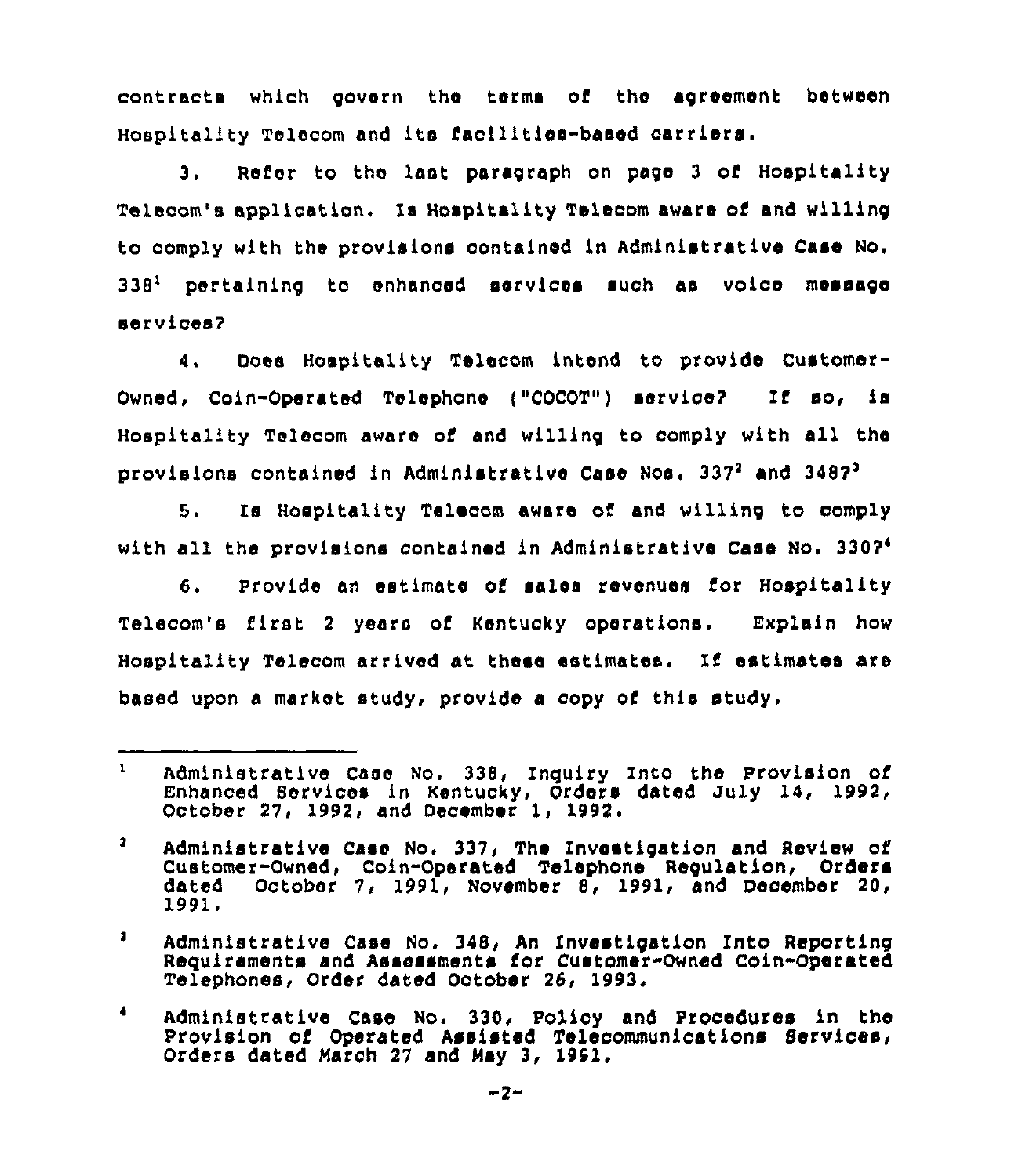contracts which govern the terms of the agreement between Hospitality Telecom and its facilities-based carriers.

3. Refer to the last paragraph on page 3 of Hospitality Telecom's application. Is Hospitality Telecom aware of and willing to comply with the provisions contained in Administrative Case No. 338[1] pertaining to enhanced services such as voice message services?

4. Does Hospitality Telecom intend to provide Customer-Owned, Coin-Operated Telephone ("COCOT") service? If so, is Hospitality Telecom aware of and willing to comply with all the provisions contained in Administrative Case Nos. 337[2] and 348?[3]

5. Is Hospitality Telecom aware of and willing to comply with all the provisions contained in Administrative Case No. 330?[4]

6. Provide an estimate of sales revenues for Hospitality Telecom's first 2 years of Kentucky operations. Explain how Hospitality Telecom arrived at these estimates. If estimates are based upon a market study, provide a copy of this study.

---

[1] Administrative Case No. 338, Inquiry Into the Provision of Enhanced Services in Kentucky, Orders dated July 14, 1992, October 27, 1992, and December 1, 1992.

[2] Administrative Case No. 337, The Investigation and Review of Customer-Owned, Coin-Operated Telephone Regulation, Orders dated October 7, 1991, November 8, 1991, and December 20, 1991.

[3] Administrative Case No. 348, An Investigation Into Reporting Requirements and Assessments for Customer-Owned Coin-Operated Telephones, Order dated October 26, 1993.

[4] Administrative Case No. 330, Policy and Procedures in the Provision of Operated Assisted Telecommunications Services, Orders dated March 27 and May 3, 1991.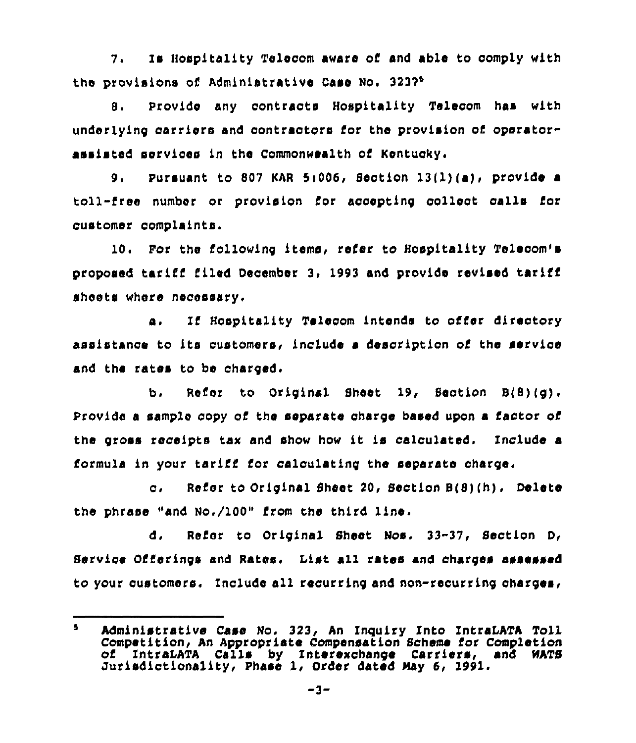7. Is Hospitality Telecom aware of and able to comply with the provisions of Administrative Case No. 323?[5]

8. Provide any contracts Hospitality Telecom has with underlying carriers and contractors for the provision of operator-assisted services in the Commonwealth of Kentucky.

9. Pursuant to 807 KAR 5:006, Section 13(1)(a), provide a toll-free number or provision for accepting collect calls for customer complaints.

10. For the following items, refer to Hospitality Telecom's proposed tariff filed December 3, 1993 and provide revised tariff sheets where necessary.

a. If Hospitality Telecom intends to offer directory assistance to its customers, include a description of the service and the rates to be charged.

b. Refer to Original Sheet 19, Section B(8)(g). Provide a sample copy of the separate charge based upon a factor of the gross receipts tax and show how it is calculated. Include a formula in your tariff for calculating the separate charge.

c. Refer to Original Sheet 20, Section B(8)(h). Delete the phrase "and No./100" from the third line.

d. Refer to Original Sheet Nos. 33-37, Section D, Service Offerings and Rates. List all rates and charges assessed to your customers. Include all recurring and non-recurring charges,

---

[5] Administrative Case No. 323, An Inquiry Into IntraLATA Toll Competition, An Appropriate Compensation Scheme for Completion of IntraLATA Calls by Interexchange Carriers, and WATS Jurisdictionality, Phase 1, Order dated May 6, 1991.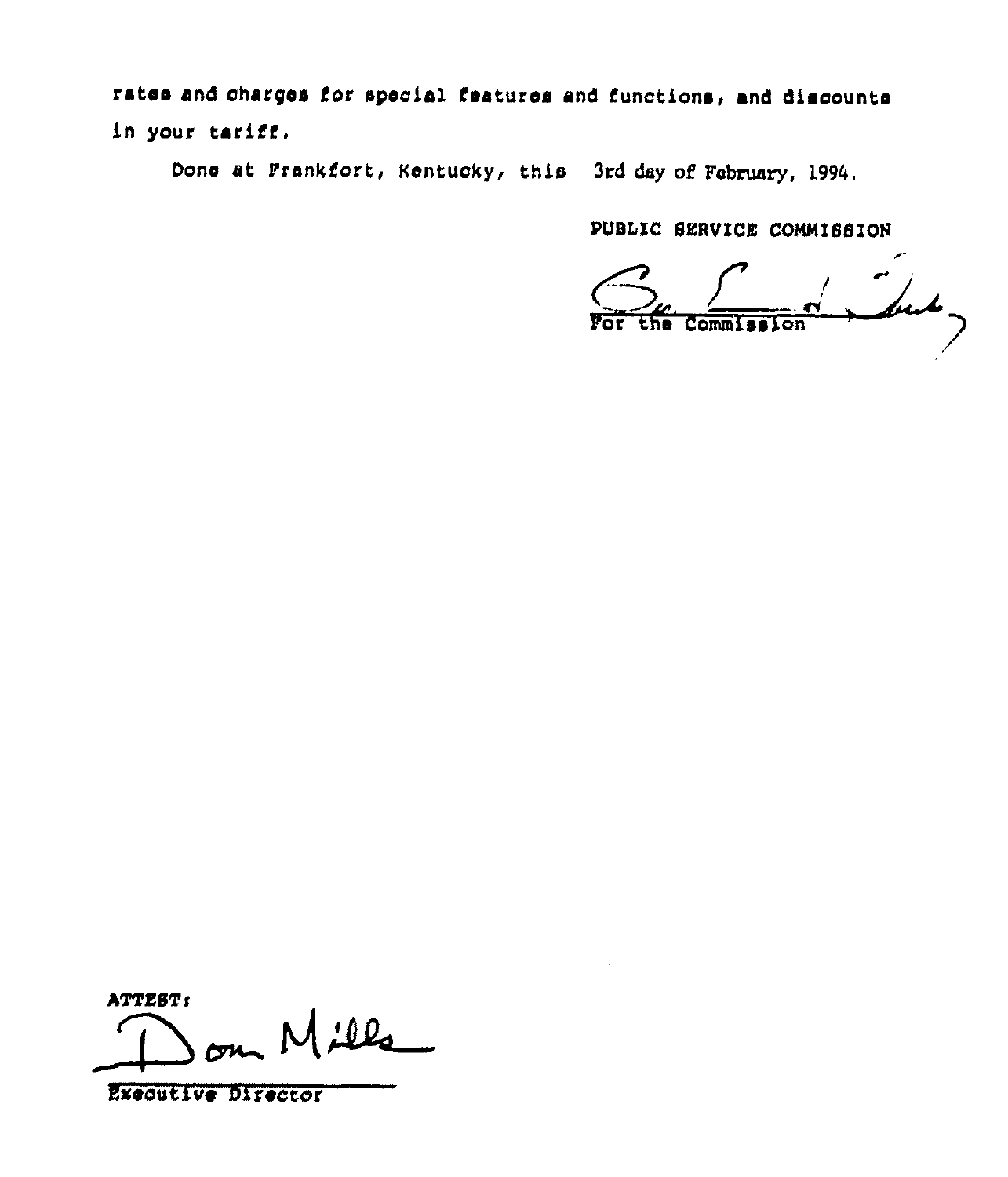rates and charges for special features and functions, and discounts in your tariff.

Done at Frankfort, Kentucky, this 3rd day of February, 1994.

PUBLIC SERVICE COMMISSION

For the Commission

ATTEST:

Executive Director